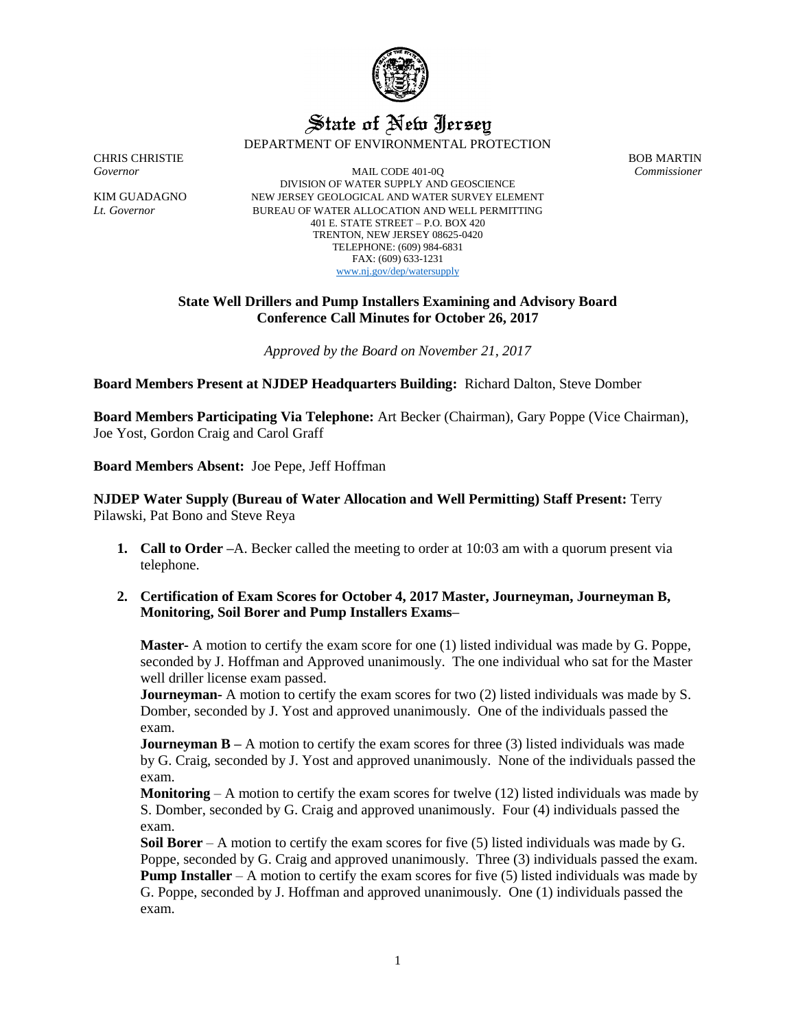# State of New Jersey

DEPARTMENT OF ENVIRONMENTAL PROTECTION

CHRIS CHRISTIE
*Governor*

KIM GUADAGNO
*Lt. Governor*

MAIL CODE 401-0Q
DIVISION OF WATER SUPPLY AND GEOSCIENCE
NEW JERSEY GEOLOGICAL AND WATER SURVEY ELEMENT
BUREAU OF WATER ALLOCATION AND WELL PERMITTING
401 E. STATE STREET – P.O. BOX 420
TRENTON, NEW JERSEY 08625-0420
TELEPHONE: (609) 984-6831
FAX: (609) 633-1231
www.nj.gov/dep/watersupply

BOB MARTIN
*Commissioner*

## State Well Drillers and Pump Installers Examining and Advisory Board Conference Call Minutes for October 26, 2017

*Approved by the Board on November 21, 2017*

**Board Members Present at NJDEP Headquarters Building:** Richard Dalton, Steve Domber

**Board Members Participating Via Telephone:** Art Becker (Chairman), Gary Poppe (Vice Chairman), Joe Yost, Gordon Craig and Carol Graff

**Board Members Absent:** Joe Pepe, Jeff Hoffman

**NJDEP Water Supply (Bureau of Water Allocation and Well Permitting) Staff Present:** Terry Pilawski, Pat Bono and Steve Reya

1. **Call to Order –**A. Becker called the meeting to order at 10:03 am with a quorum present via telephone.

2. **Certification of Exam Scores for October 4, 2017 Master, Journeyman, Journeyman B, Monitoring, Soil Borer and Pump Installers Exams–**

   **Master-** A motion to certify the exam score for one (1) listed individual was made by G. Poppe, seconded by J. Hoffman and Approved unanimously. The one individual who sat for the Master well driller license exam passed.
   **Journeyman-** A motion to certify the exam scores for two (2) listed individuals was made by S. Domber, seconded by J. Yost and approved unanimously. One of the individuals passed the exam.
   **Journeyman B –** A motion to certify the exam scores for three (3) listed individuals was made by G. Craig, seconded by J. Yost and approved unanimously. None of the individuals passed the exam.
   **Monitoring** – A motion to certify the exam scores for twelve (12) listed individuals was made by S. Domber, seconded by G. Craig and approved unanimously. Four (4) individuals passed the exam.
   **Soil Borer** – A motion to certify the exam scores for five (5) listed individuals was made by G. Poppe, seconded by G. Craig and approved unanimously. Three (3) individuals passed the exam.
   **Pump Installer** – A motion to certify the exam scores for five (5) listed individuals was made by G. Poppe, seconded by J. Hoffman and approved unanimously. One (1) individuals passed the exam.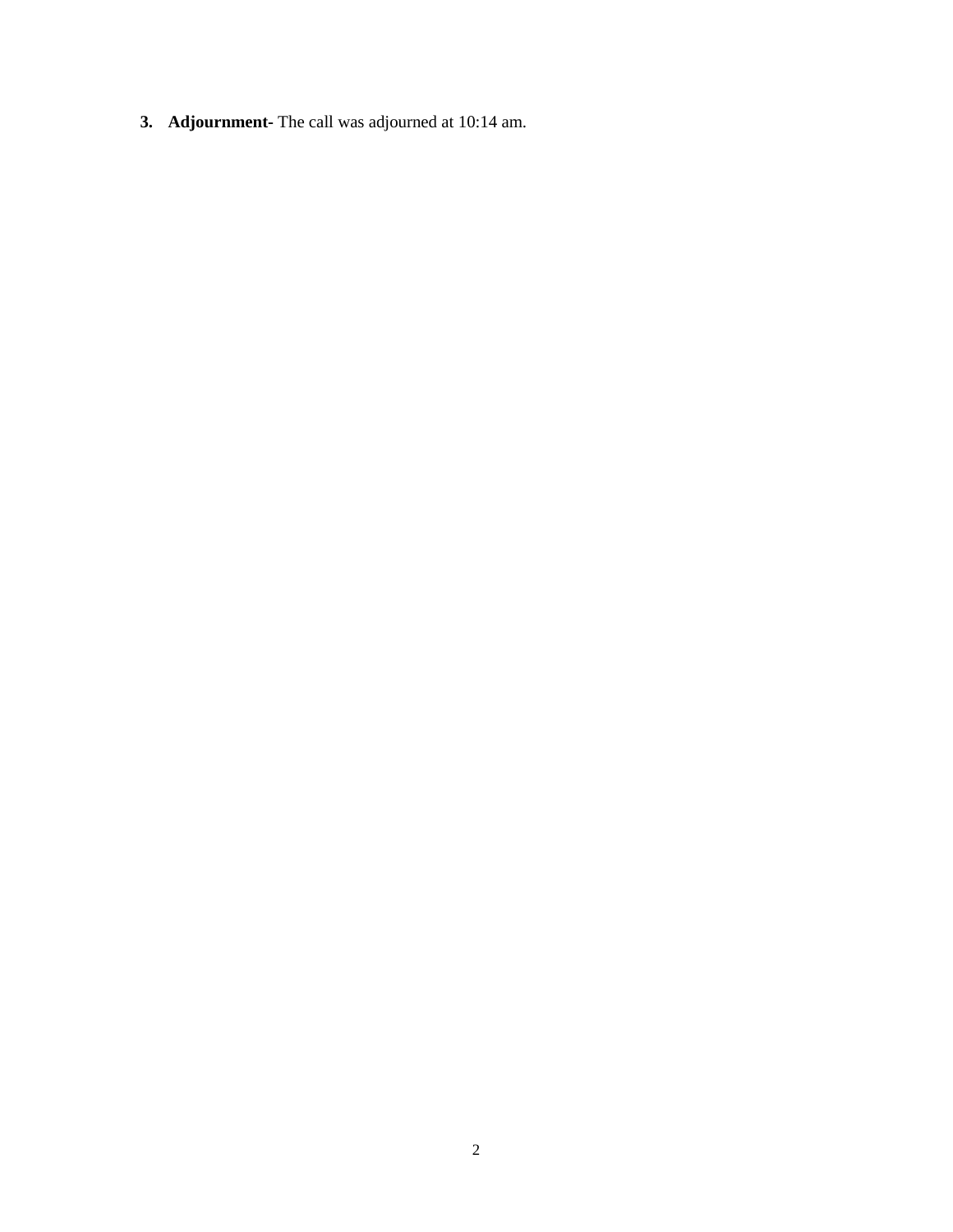3. **Adjournment-** The call was adjourned at 10:14 am.